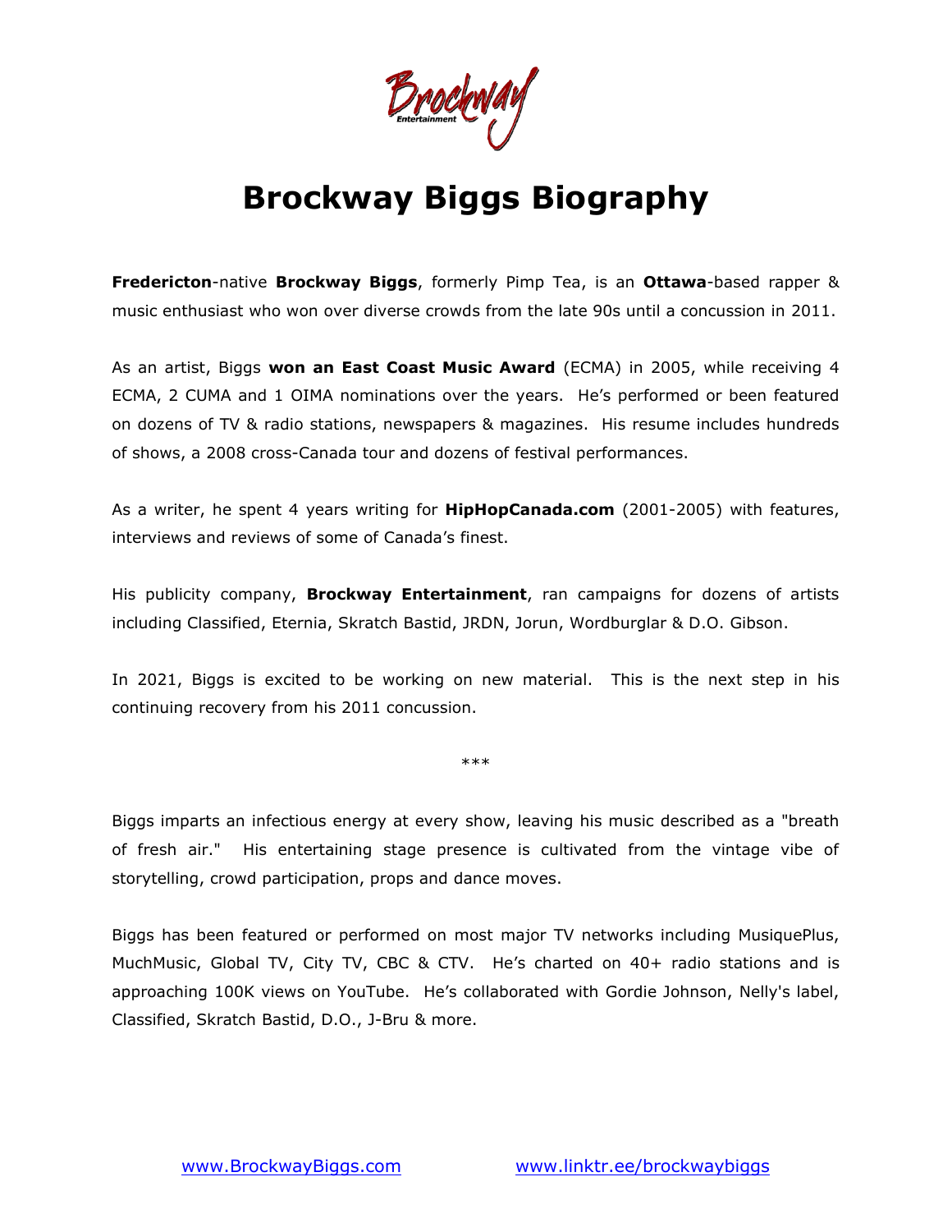# Brockway Biggs Biography

**Fredericton**-native **Brockway Biggs**, formerly Pimp Tea, is an **Ottawa**-based rapper & music enthusiast who won over diverse crowds from the late 90s until a concussion in 2011.

As an artist, Biggs **won an East Coast Music Award** (ECMA) in 2005, while receiving 4 ECMA, 2 CUMA and 1 OIMA nominations over the years. He's performed or been featured on dozens of TV & radio stations, newspapers & magazines. His resume includes hundreds of shows, a 2008 cross-Canada tour and dozens of festival performances.

As a writer, he spent 4 years writing for **HipHopCanada.com** (2001-2005) with features, interviews and reviews of some of Canada's finest.

His publicity company, **Brockway Entertainment**, ran campaigns for dozens of artists including Classified, Eternia, Skratch Bastid, JRDN, Jorun, Wordburglar & D.O. Gibson.

In 2021, Biggs is excited to be working on new material. This is the next step in his continuing recovery from his 2011 concussion.

***

Biggs imparts an infectious energy at every show, leaving his music described as a "breath of fresh air." His entertaining stage presence is cultivated from the vintage vibe of storytelling, crowd participation, props and dance moves.

Biggs has been featured or performed on most major TV networks including MusiquePlus, MuchMusic, Global TV, City TV, CBC & CTV. He's charted on 40+ radio stations and is approaching 100K views on YouTube. He's collaborated with Gordie Johnson, Nelly's label, Classified, Skratch Bastid, D.O., J-Bru & more.

www.BrockwayBiggs.com www.linktr.ee/brockwaybiggs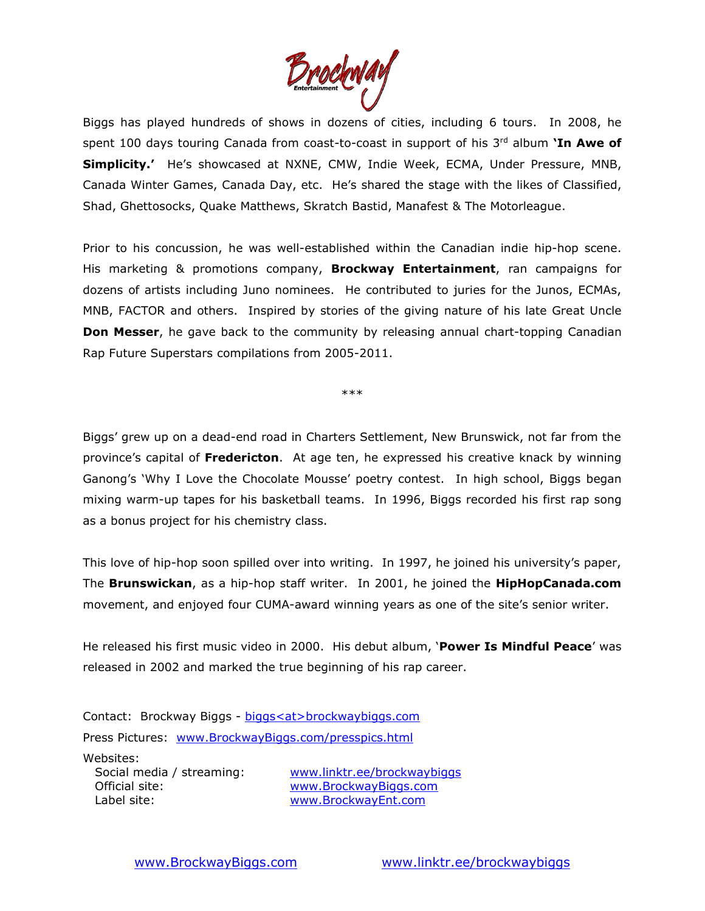Biggs has played hundreds of shows in dozens of cities, including 6 tours. In 2008, he spent 100 days touring Canada from coast-to-coast in support of his 3rd album **'In Awe of Simplicity.'** He's showcased at NXNE, CMW, Indie Week, ECMA, Under Pressure, MNB, Canada Winter Games, Canada Day, etc. He's shared the stage with the likes of Classified, Shad, Ghettosocks, Quake Matthews, Skratch Bastid, Manafest & The Motorleague.

Prior to his concussion, he was well-established within the Canadian indie hip-hop scene. His marketing & promotions company, **Brockway Entertainment**, ran campaigns for dozens of artists including Juno nominees. He contributed to juries for the Junos, ECMAs, MNB, FACTOR and others. Inspired by stories of the giving nature of his late Great Uncle **Don Messer**, he gave back to the community by releasing annual chart-topping Canadian Rap Future Superstars compilations from 2005-2011.

***

Biggs' grew up on a dead-end road in Charters Settlement, New Brunswick, not far from the province's capital of **Fredericton**. At age ten, he expressed his creative knack by winning Ganong's 'Why I Love the Chocolate Mousse' poetry contest. In high school, Biggs began mixing warm-up tapes for his basketball teams. In 1996, Biggs recorded his first rap song as a bonus project for his chemistry class.

This love of hip-hop soon spilled over into writing. In 1997, he joined his university's paper, The **Brunswickan**, as a hip-hop staff writer. In 2001, he joined the **HipHopCanada.com** movement, and enjoyed four CUMA-award winning years as one of the site's senior writer.

He released his first music video in 2000. His debut album, '**Power Is Mindful Peace**' was released in 2002 and marked the true beginning of his rap career.

Contact: Brockway Biggs - biggs<at>brockwaybiggs.com

Press Pictures: www.BrockwayBiggs.com/presspics.html

Websites:

| | |
|---|---|
| Social media / streaming: | www.linktr.ee/brockwaybiggs |
| Official site: | www.BrockwayBiggs.com |
| Label site: | www.BrockwayEnt.com |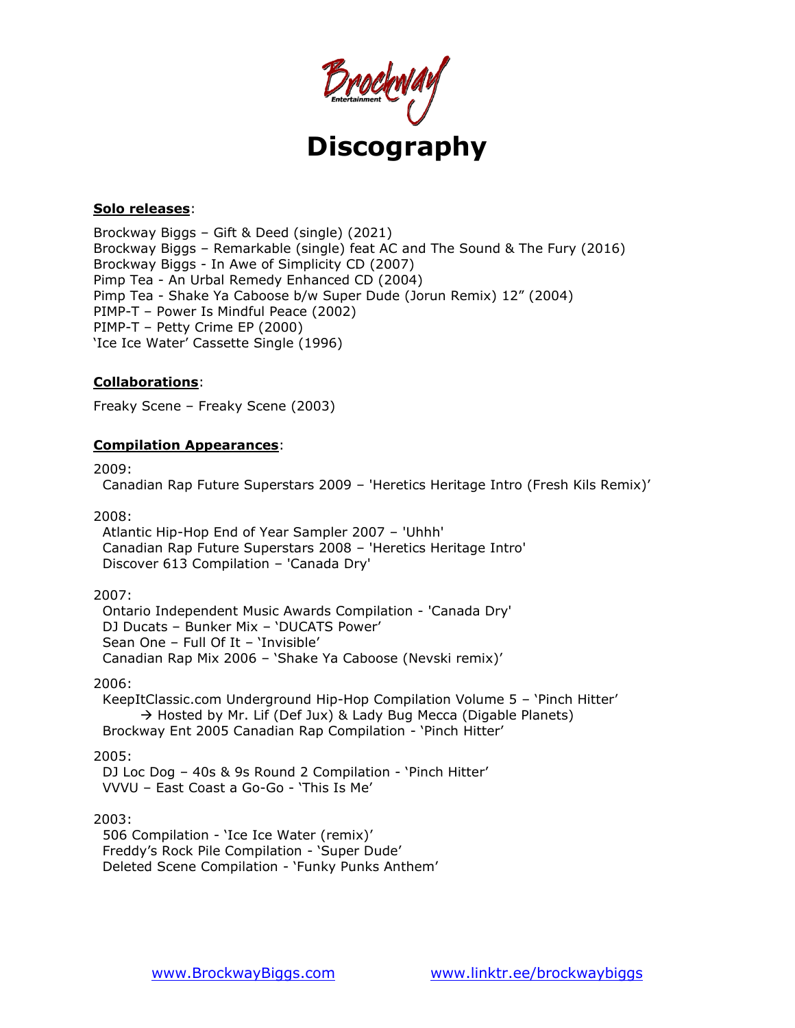# Discography

**Solo releases**:

Brockway Biggs – Gift & Deed (single) (2021)
Brockway Biggs – Remarkable (single) feat AC and The Sound & The Fury (2016)
Brockway Biggs - In Awe of Simplicity CD (2007)
Pimp Tea - An Urbal Remedy Enhanced CD (2004)
Pimp Tea - Shake Ya Caboose b/w Super Dude (Jorun Remix) 12" (2004)
PIMP-T – Power Is Mindful Peace (2002)
PIMP-T – Petty Crime EP (2000)
'Ice Ice Water' Cassette Single (1996)

**Collaborations**:

Freaky Scene – Freaky Scene (2003)

**Compilation Appearances**:

2009:
Canadian Rap Future Superstars 2009 – 'Heretics Heritage Intro (Fresh Kils Remix)'

2008:
Atlantic Hip-Hop End of Year Sampler 2007 – 'Uhhh'
Canadian Rap Future Superstars 2008 – 'Heretics Heritage Intro'
Discover 613 Compilation – 'Canada Dry'

2007:
Ontario Independent Music Awards Compilation - 'Canada Dry'
DJ Ducats – Bunker Mix – 'DUCATS Power'
Sean One – Full Of It – 'Invisible'
Canadian Rap Mix 2006 – 'Shake Ya Caboose (Nevski remix)'

2006:
KeepItClassic.com Underground Hip-Hop Compilation Volume 5 – 'Pinch Hitter'
→ Hosted by Mr. Lif (Def Jux) & Lady Bug Mecca (Digable Planets)
Brockway Ent 2005 Canadian Rap Compilation - 'Pinch Hitter'

2005:
DJ Loc Dog – 40s & 9s Round 2 Compilation - 'Pinch Hitter'
VVVU – East Coast a Go-Go - 'This Is Me'

2003:
506 Compilation - 'Ice Ice Water (remix)'
Freddy's Rock Pile Compilation - 'Super Dude'
Deleted Scene Compilation - 'Funky Punks Anthem'

www.BrockwayBiggs.com www.linktr.ee/brockwaybiggs